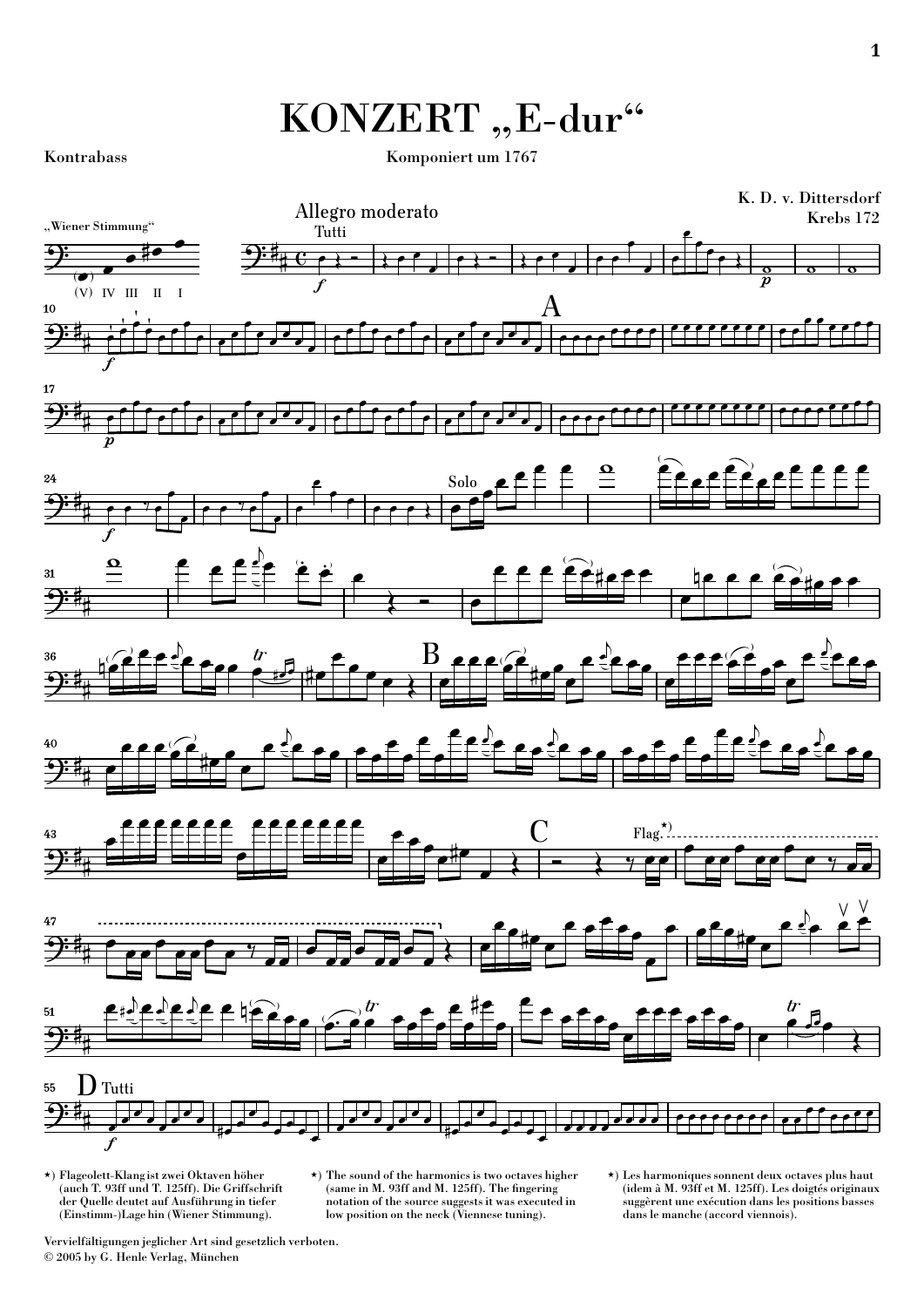# KONZERT „E-dur"

**Kontrabass**

**Komponiert um 1767**

**K. D. v. Dittersdorf**
**Krebs 172**

„Wiener Stimmung"

(V) IV III II I

Allegro moderato

Tutti

Solo

Flag.*)

D Tutti

---

*) Flageolett-Klang ist zwei Oktaven höher (auch T. 93ff und T. 125ff). Die Griffschrift der Quelle deutet auf Ausführung in tiefer (Einstimm-)Lage hin (Wiener Stimmung).

*) The sound of the harmonics is two octaves higher (same in M. 93ff and M. 125ff). The fingering notation of the source suggests it was executed in low position on the neck (Viennese tuning).

*) Les harmoniques sonnent deux octaves plus haut (idem à M. 93ff et M. 125ff). Les doigtés originaux suggèrent une exécution dans les positions basses dans le manche (accord viennois).

Vervielfältigungen jeglicher Art sind gesetzlich verboten.
© 2005 by G. Henle Verlag, München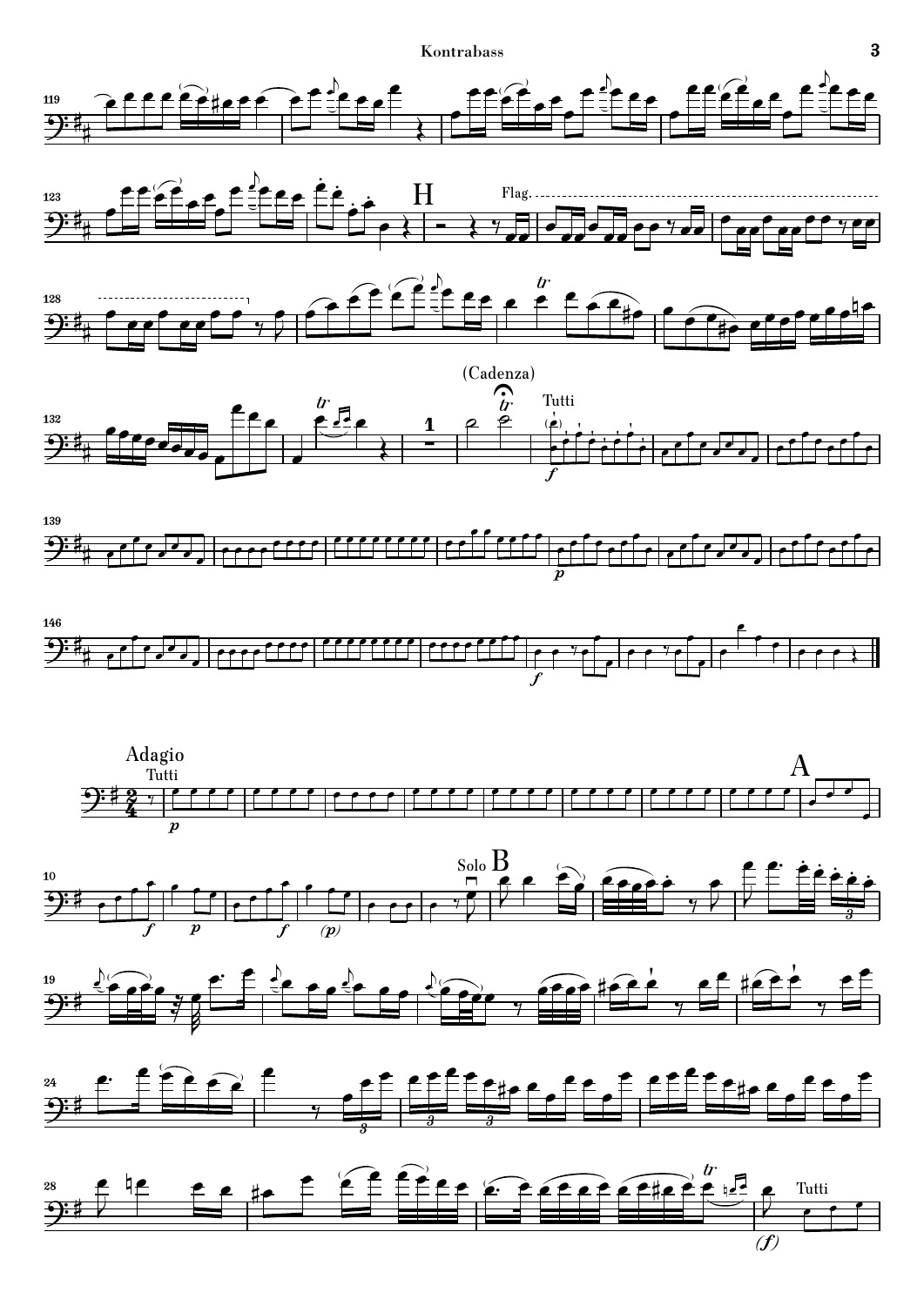Flag.

(Cadenza)

Tutti

## Adagio

Tutti

A

Solo B

Tutti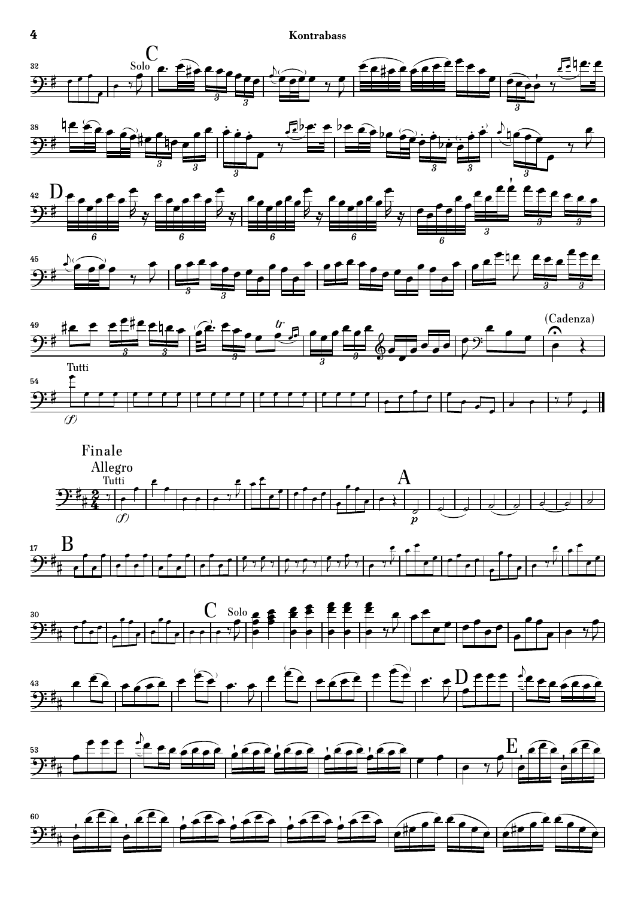Solo

C

D

(Cadenza)

Tutti

*(f)*

## Finale

Allegro

Tutti

*(f)*

A

*p*

B

C Solo

D

E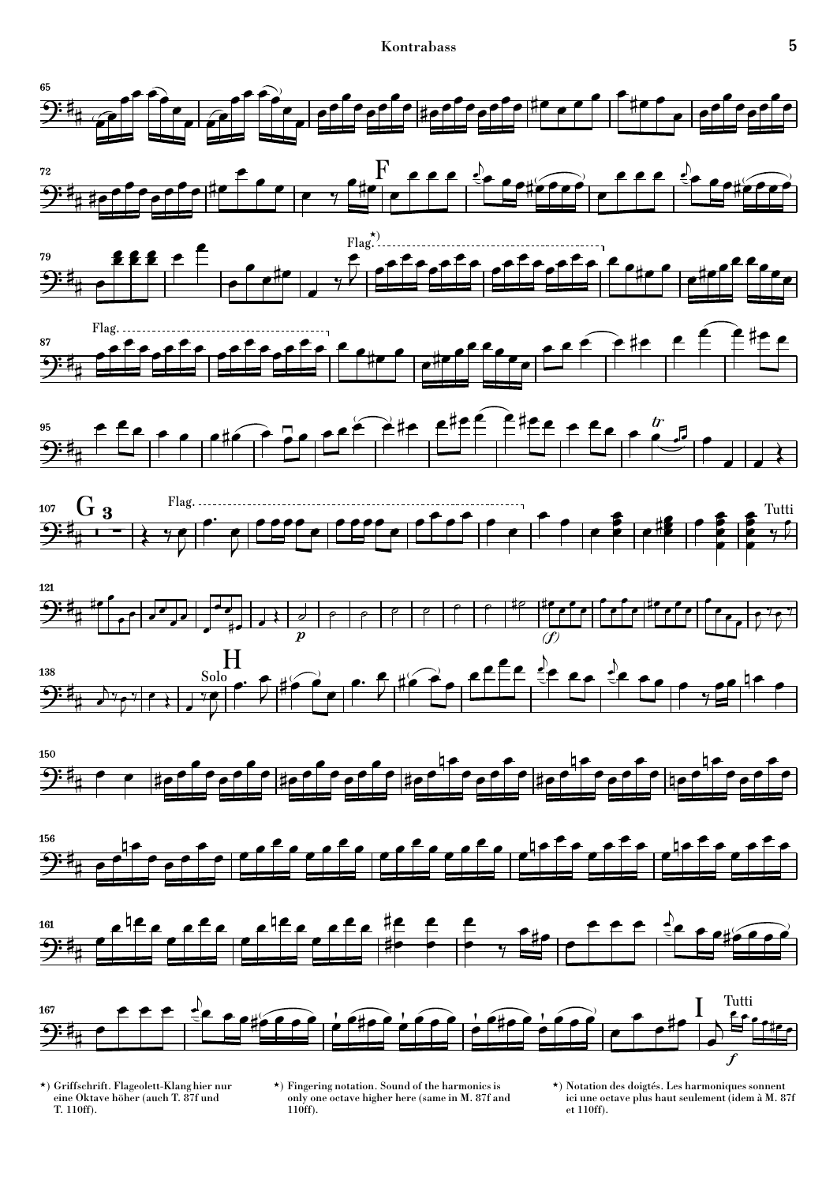*) Griffschrift. Flageolett-Klang hier nur eine Oktave höher (auch T. 87f und T. 110ff).

*) Fingering notation. Sound of the harmonics is only one octave higher here (same in M. 87f and 110ff).

*) Notation des doigtés. Les harmoniques sonnent ici une octave plus haut seulement (idem à M. 87f et 110ff).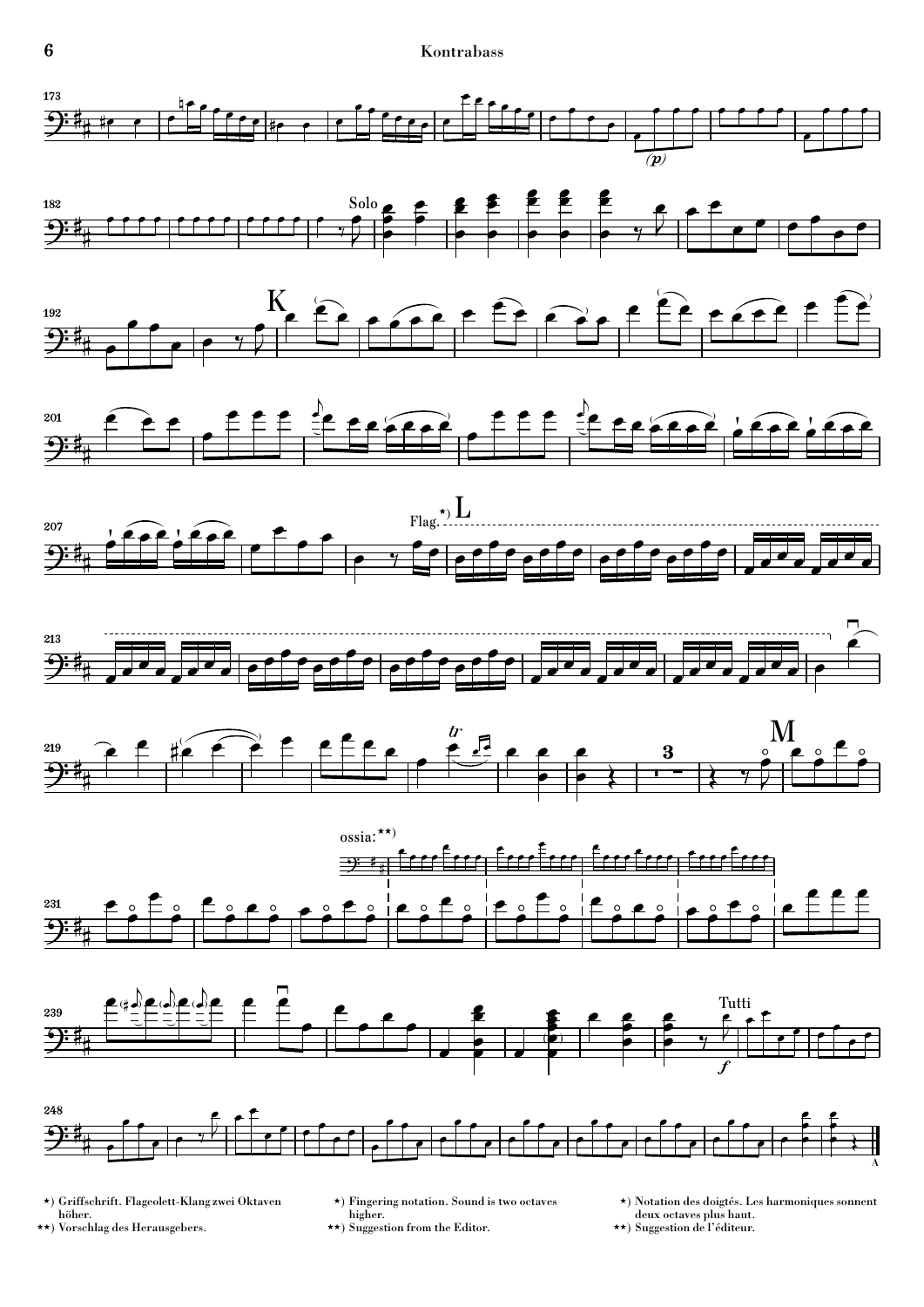**Kontrabass**

\*) Griffschrift. Flageolett-Klang zwei Oktaven höher.
\*\*) Vorschlag des Herausgebers.

\*) Fingering notation. Sound is two octaves higher.
\*\*) Suggestion from the Editor.

\*) Notation des doigtés. Les harmoniques sonnent deux octaves plus haut.
\*\*) Suggestion de l'éditeur.